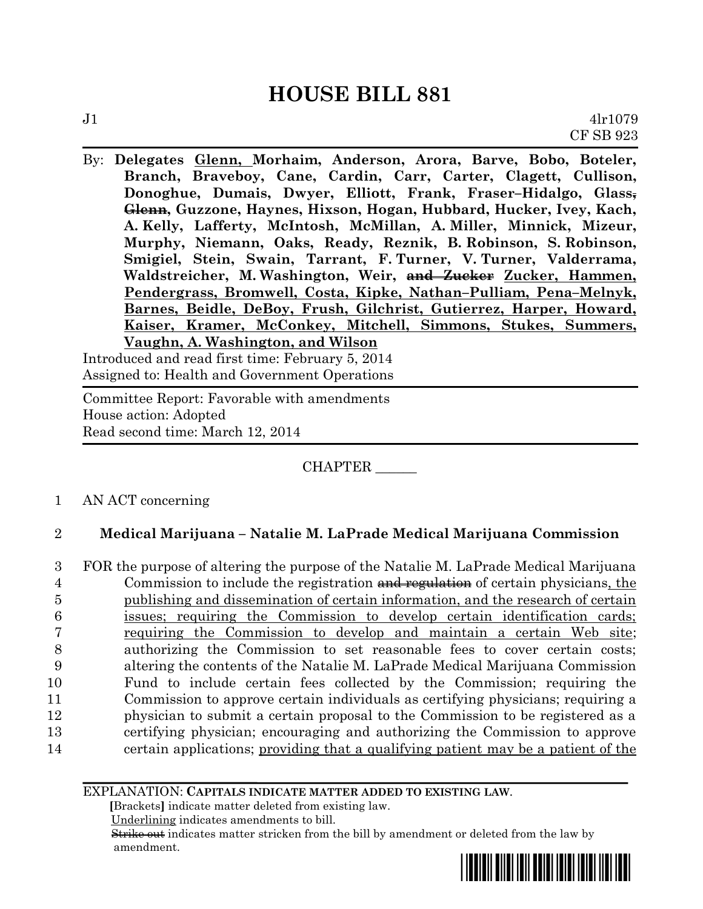# HOUSE BILL 881

J1 4lr1079
CF SB 923

By: **Delegates Glenn, Morhaim, Anderson, Arora, Barve, Bobo, Boteler, Branch, Braveboy, Cane, Cardin, Carr, Carter, Clagett, Cullison, Donoghue, Dumais, Dwyer, Elliott, Frank, Fraser–Hidalgo, Glass, ~~Glenn~~, Guzzone, Haynes, Hixson, Hogan, Hubbard, Hucker, Ivey, Kach, A. Kelly, Lafferty, McIntosh, McMillan, A. Miller, Minnick, Mizeur, Murphy, Niemann, Oaks, Ready, Reznik, B. Robinson, S. Robinson, Smigiel, Stein, Swain, Tarrant, F. Turner, V. Turner, Valderrama, Waldstreicher, M. Washington, Weir, ~~and Zucker~~ Zucker, Hammen, Pendergrass, Bromwell, Costa, Kipke, Nathan–Pulliam, Pena–Melnyk, Barnes, Beidle, DeBoy, Frush, Gilchrist, Gutierrez, Harper, Howard, Kaiser, Kramer, McConkey, Mitchell, Simmons, Stukes, Summers, Vaughn, A. Washington, and Wilson**

Introduced and read first time: February 5, 2014
Assigned to: Health and Government Operations

Committee Report: Favorable with amendments
House action: Adopted
Read second time: March 12, 2014

CHAPTER ______

1 AN ACT concerning

2 **Medical Marijuana – Natalie M. LaPrade Medical Marijuana Commission**

3 FOR the purpose of altering the purpose of the Natalie M. LaPrade Medical Marijuana
4 Commission to include the registration ~~and regulation~~ of certain physicians, the
5 publishing and dissemination of certain information, and the research of certain
6 issues; requiring the Commission to develop certain identification cards;
7 requiring the Commission to develop and maintain a certain Web site;
8 authorizing the Commission to set reasonable fees to cover certain costs;
9 altering the contents of the Natalie M. LaPrade Medical Marijuana Commission
10 Fund to include certain fees collected by the Commission; requiring the
11 Commission to approve certain individuals as certifying physicians; requiring a
12 physician to submit a certain proposal to the Commission to be registered as a
13 certifying physician; encouraging and authorizing the Commission to approve
14 certain applications; providing that a qualifying patient may be a patient of the

EXPLANATION: **CAPITALS INDICATE MATTER ADDED TO EXISTING LAW.**
**[**Brackets**]** indicate matter deleted from existing law.
Underlining indicates amendments to bill.
~~Strike out~~ indicates matter stricken from the bill by amendment or deleted from the law by amendment.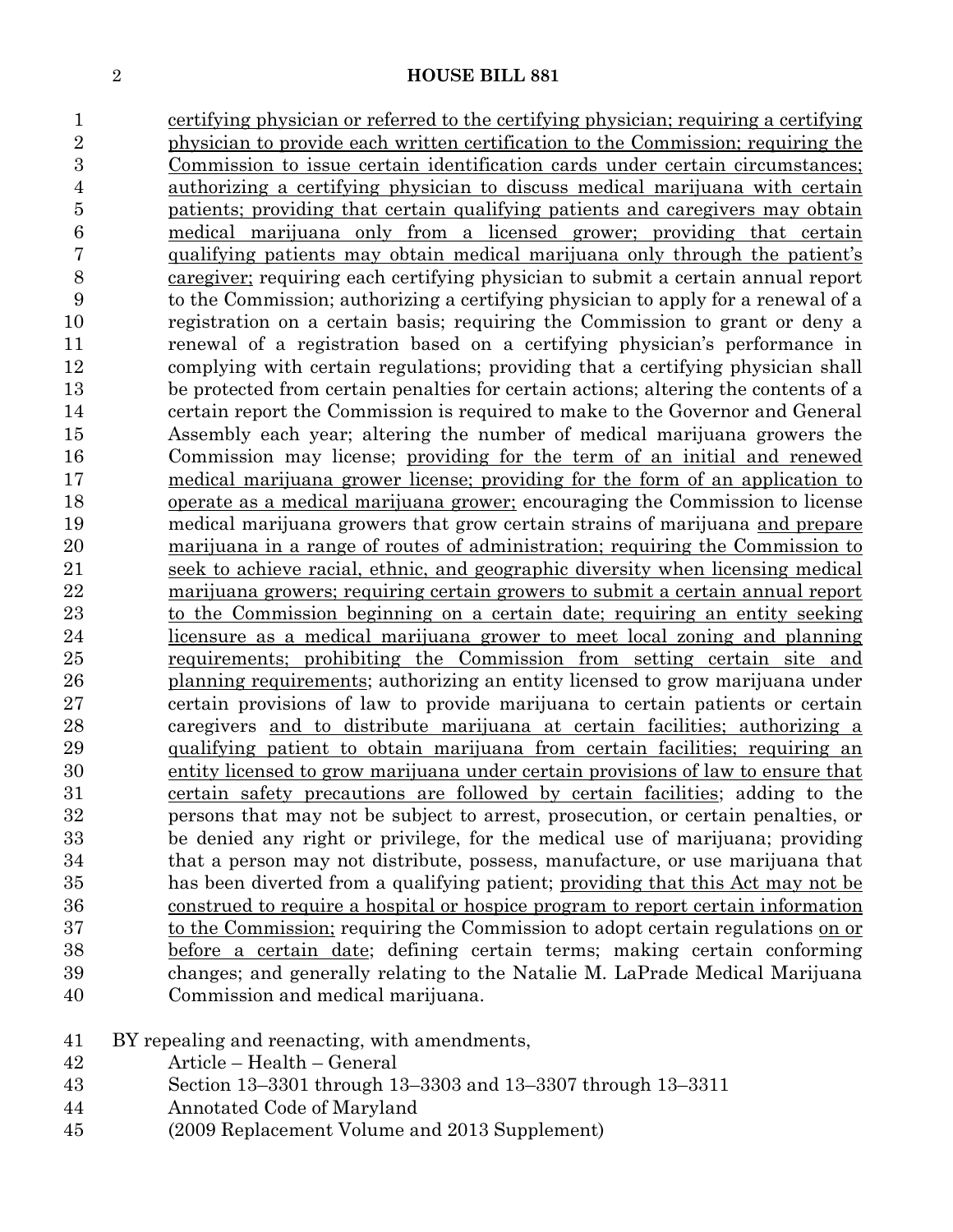certifying physician or referred to the certifying physician; requiring a certifying physician to provide each written certification to the Commission; requiring the Commission to issue certain identification cards under certain circumstances; authorizing a certifying physician to discuss medical marijuana with certain patients; providing that certain qualifying patients and caregivers may obtain medical marijuana only from a licensed grower; providing that certain qualifying patients may obtain medical marijuana only through the patient's caregiver; requiring each certifying physician to submit a certain annual report to the Commission; authorizing a certifying physician to apply for a renewal of a registration on a certain basis; requiring the Commission to grant or deny a renewal of a registration based on a certifying physician's performance in complying with certain regulations; providing that a certifying physician shall be protected from certain penalties for certain actions; altering the contents of a certain report the Commission is required to make to the Governor and General Assembly each year; altering the number of medical marijuana growers the Commission may license; providing for the term of an initial and renewed medical marijuana grower license; providing for the form of an application to operate as a medical marijuana grower; encouraging the Commission to license medical marijuana growers that grow certain strains of marijuana and prepare marijuana in a range of routes of administration; requiring the Commission to seek to achieve racial, ethnic, and geographic diversity when licensing medical marijuana growers; requiring certain growers to submit a certain annual report to the Commission beginning on a certain date; requiring an entity seeking licensure as a medical marijuana grower to meet local zoning and planning requirements; prohibiting the Commission from setting certain site and planning requirements; authorizing an entity licensed to grow marijuana under certain provisions of law to provide marijuana to certain patients or certain caregivers and to distribute marijuana at certain facilities; authorizing a qualifying patient to obtain marijuana from certain facilities; requiring an entity licensed to grow marijuana under certain provisions of law to ensure that certain safety precautions are followed by certain facilities; adding to the persons that may not be subject to arrest, prosecution, or certain penalties, or be denied any right or privilege, for the medical use of marijuana; providing that a person may not distribute, possess, manufacture, or use marijuana that has been diverted from a qualifying patient; providing that this Act may not be construed to require a hospital or hospice program to report certain information to the Commission; requiring the Commission to adopt certain regulations on or before a certain date; defining certain terms; making certain conforming changes; and generally relating to the Natalie M. LaPrade Medical Marijuana Commission and medical marijuana.

BY repealing and reenacting, with amendments,
Article – Health – General
Section 13–3301 through 13–3303 and 13–3307 through 13–3311
Annotated Code of Maryland
(2009 Replacement Volume and 2013 Supplement)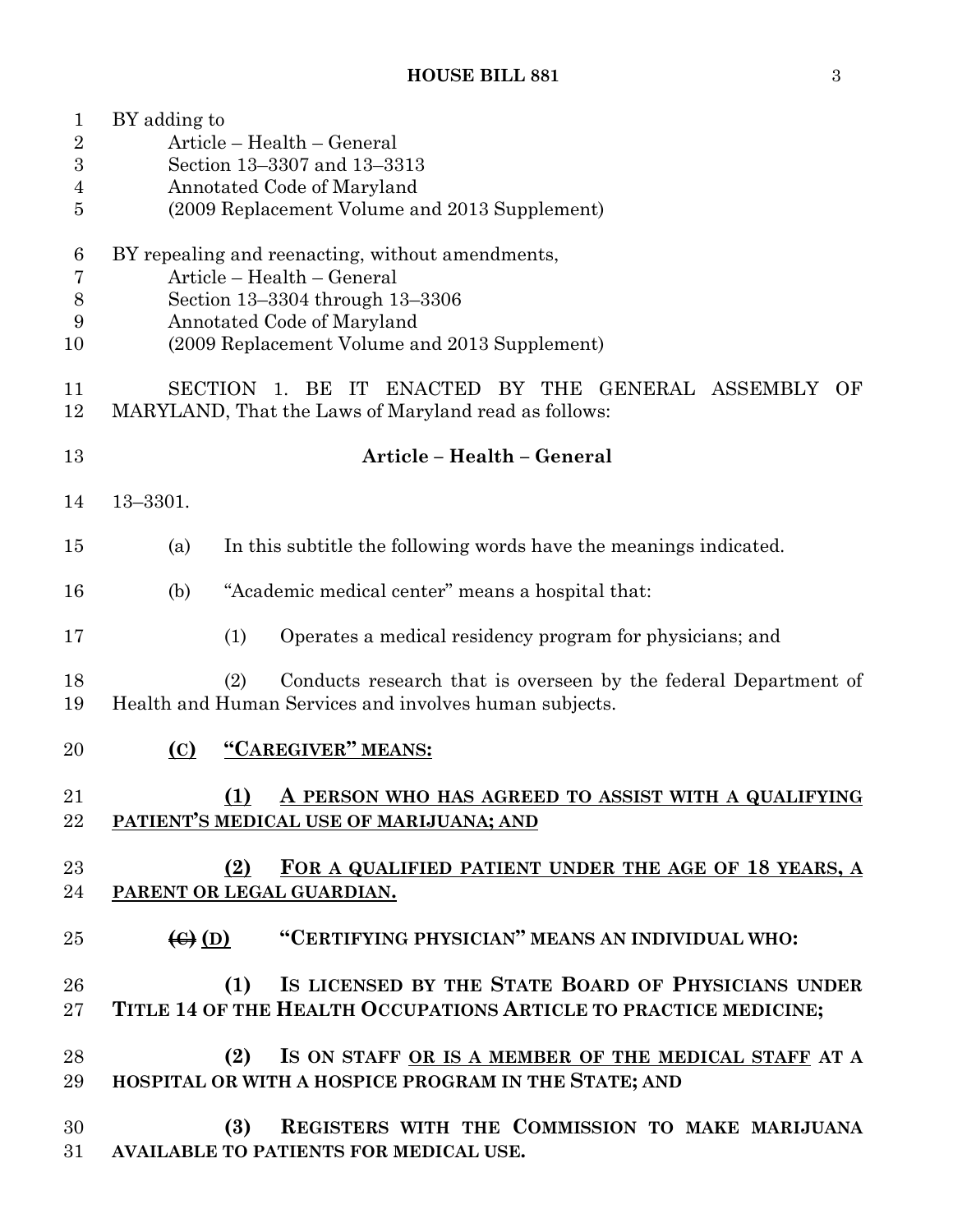BY adding to
Article – Health – General
Section 13–3307 and 13–3313
Annotated Code of Maryland
(2009 Replacement Volume and 2013 Supplement)

BY repealing and reenacting, without amendments,
Article – Health – General
Section 13–3304 through 13–3306
Annotated Code of Maryland
(2009 Replacement Volume and 2013 Supplement)

SECTION 1. BE IT ENACTED BY THE GENERAL ASSEMBLY OF MARYLAND, That the Laws of Maryland read as follows:

**Article – Health – General**

13–3301.

(a) In this subtitle the following words have the meanings indicated.

(b) "Academic medical center" means a hospital that:

(1) Operates a medical residency program for physicians; and

(2) Conducts research that is overseen by the federal Department of Health and Human Services and involves human subjects.

**(C) "CAREGIVER" MEANS:**

**(1) A PERSON WHO HAS AGREED TO ASSIST WITH A QUALIFYING PATIENT'S MEDICAL USE OF MARIJUANA; AND**

**(2) FOR A QUALIFIED PATIENT UNDER THE AGE OF 18 YEARS, A PARENT OR LEGAL GUARDIAN.**

~~(C)~~ **(D) "CERTIFYING PHYSICIAN" MEANS AN INDIVIDUAL WHO:**

**(1) IS LICENSED BY THE STATE BOARD OF PHYSICIANS UNDER TITLE 14 OF THE HEALTH OCCUPATIONS ARTICLE TO PRACTICE MEDICINE;**

**(2) IS ON STAFF OR IS A MEMBER OF THE MEDICAL STAFF AT A HOSPITAL OR WITH A HOSPICE PROGRAM IN THE STATE; AND**

**(3) REGISTERS WITH THE COMMISSION TO MAKE MARIJUANA AVAILABLE TO PATIENTS FOR MEDICAL USE.**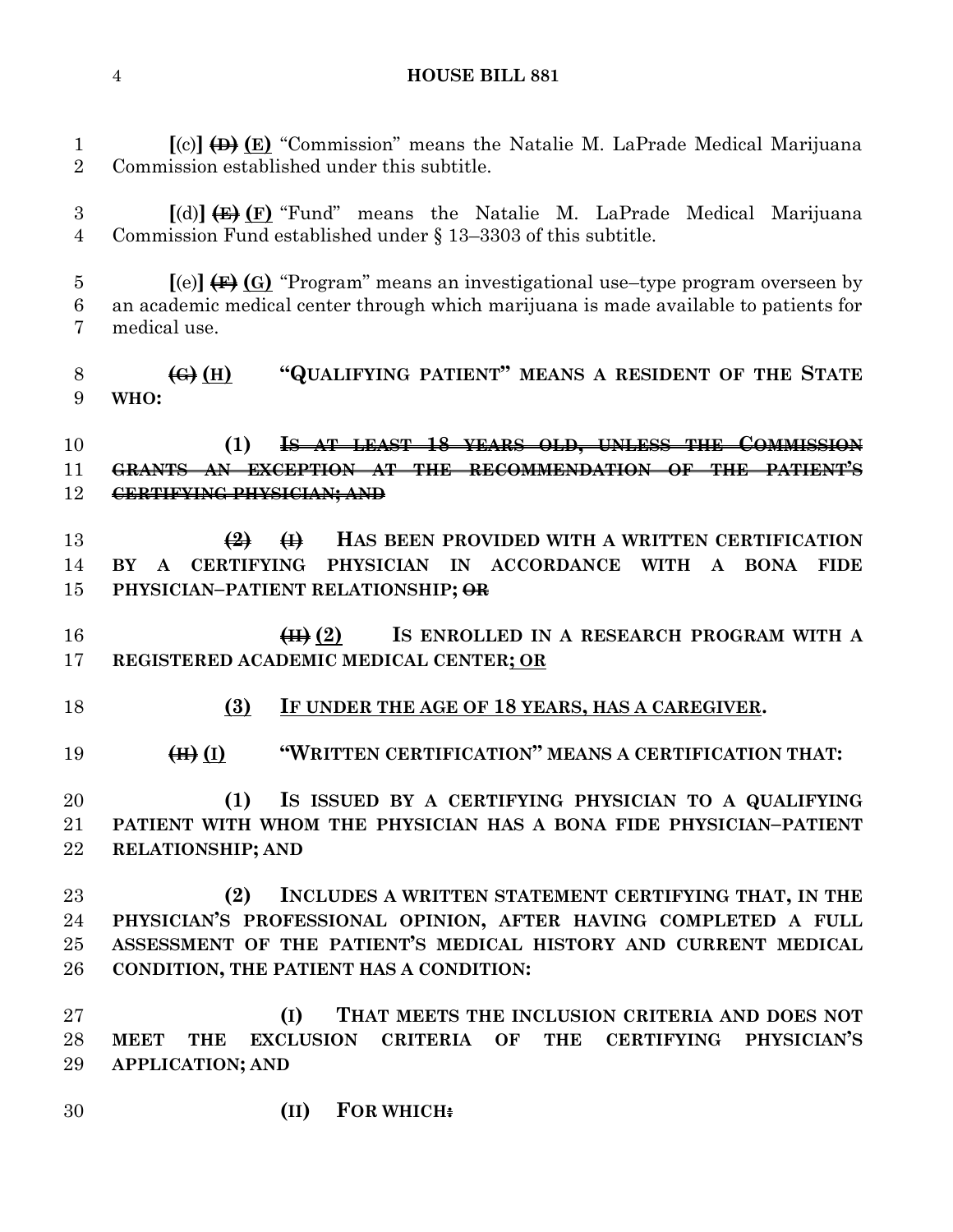[(c)] ~~(D)~~ <u>(E)</u> "Commission" means the Natalie M. LaPrade Medical Marijuana Commission established under this subtitle.

[(d)] ~~(E)~~ <u>(F)</u> "Fund" means the Natalie M. LaPrade Medical Marijuana Commission Fund established under § 13–3303 of this subtitle.

[(e)] ~~(F)~~ <u>(G)</u> "Program" means an investigational use–type program overseen by an academic medical center through which marijuana is made available to patients for medical use.

**~~(G)~~ <u>(H)</u> "QUALIFYING PATIENT" MEANS A RESIDENT OF THE STATE WHO:**

**(1) ~~IS AT LEAST 18 YEARS OLD, UNLESS THE COMMISSION GRANTS AN EXCEPTION AT THE RECOMMENDATION OF THE PATIENT'S CERTIFYING PHYSICIAN; AND~~**

**~~(2)~~ ~~(I)~~ HAS BEEN PROVIDED WITH A WRITTEN CERTIFICATION BY A CERTIFYING PHYSICIAN IN ACCORDANCE WITH A BONA FIDE PHYSICIAN–PATIENT RELATIONSHIP; ~~OR~~**

**~~(II)~~ <u>(2)</u> IS ENROLLED IN A RESEARCH PROGRAM WITH A REGISTERED ACADEMIC MEDICAL CENTER<u>; OR</u>**

**<u>(3)</u> <u>IF UNDER THE AGE OF 18 YEARS, HAS A CAREGIVER</u>.**

**~~(H)~~ <u>(I)</u> "WRITTEN CERTIFICATION" MEANS A CERTIFICATION THAT:**

**(1) IS ISSUED BY A CERTIFYING PHYSICIAN TO A QUALIFYING PATIENT WITH WHOM THE PHYSICIAN HAS A BONA FIDE PHYSICIAN–PATIENT RELATIONSHIP; AND**

**(2) INCLUDES A WRITTEN STATEMENT CERTIFYING THAT, IN THE PHYSICIAN'S PROFESSIONAL OPINION, AFTER HAVING COMPLETED A FULL ASSESSMENT OF THE PATIENT'S MEDICAL HISTORY AND CURRENT MEDICAL CONDITION, THE PATIENT HAS A CONDITION:**

**(I) THAT MEETS THE INCLUSION CRITERIA AND DOES NOT MEET THE EXCLUSION CRITERIA OF THE CERTIFYING PHYSICIAN'S APPLICATION; AND**

**(II) FOR WHICH~~:~~**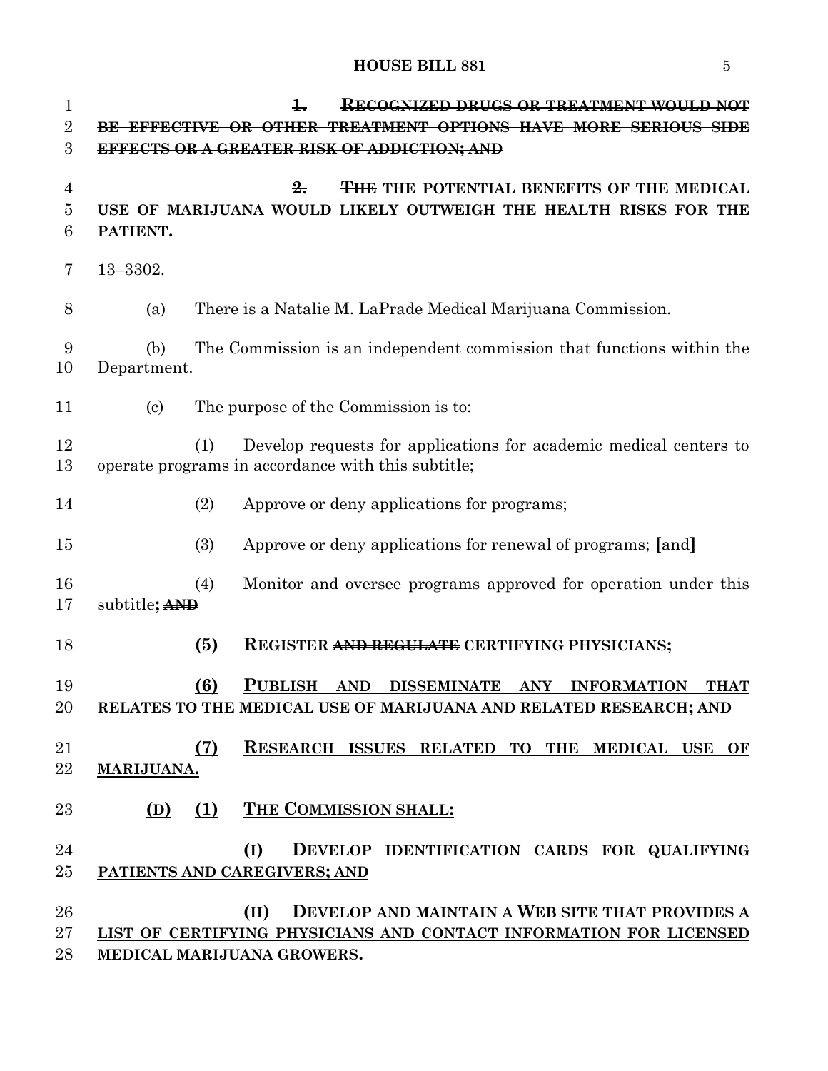~~1. RECOGNIZED DRUGS OR TREATMENT WOULD NOT BE EFFECTIVE OR OTHER TREATMENT OPTIONS HAVE MORE SERIOUS SIDE EFFECTS OR A GREATER RISK OF ADDICTION; AND~~

~~2.~~ ~~THE~~ <u>THE</u> **POTENTIAL BENEFITS OF THE MEDICAL USE OF MARIJUANA WOULD LIKELY OUTWEIGH THE HEALTH RISKS FOR THE PATIENT.**

13–3302.

(a) There is a Natalie M. LaPrade Medical Marijuana Commission.

(b) The Commission is an independent commission that functions within the Department.

(c) The purpose of the Commission is to:

(1) Develop requests for applications for academic medical centers to operate programs in accordance with this subtitle;

(2) Approve or deny applications for programs;

(3) Approve or deny applications for renewal of programs; **[**and**]**

(4) Monitor and oversee programs approved for operation under this subtitle**;** ~~**AND**~~

**(5) REGISTER** ~~**AND REGULATE**~~ **CERTIFYING PHYSICIANS<u>;</u>**

<u>**(6) PUBLISH AND DISSEMINATE ANY INFORMATION THAT RELATES TO THE MEDICAL USE OF MARIJUANA AND RELATED RESEARCH; AND**</u>

<u>**(7) RESEARCH ISSUES RELATED TO THE MEDICAL USE OF MARIJUANA.**</u>

<u>**(D) (1) THE COMMISSION SHALL:**</u>

<u>**(I) DEVELOP IDENTIFICATION CARDS FOR QUALIFYING PATIENTS AND CAREGIVERS; AND**</u>

<u>**(II) DEVELOP AND MAINTAIN A WEB SITE THAT PROVIDES A LIST OF CERTIFYING PHYSICIANS AND CONTACT INFORMATION FOR LICENSED MEDICAL MARIJUANA GROWERS.**</u>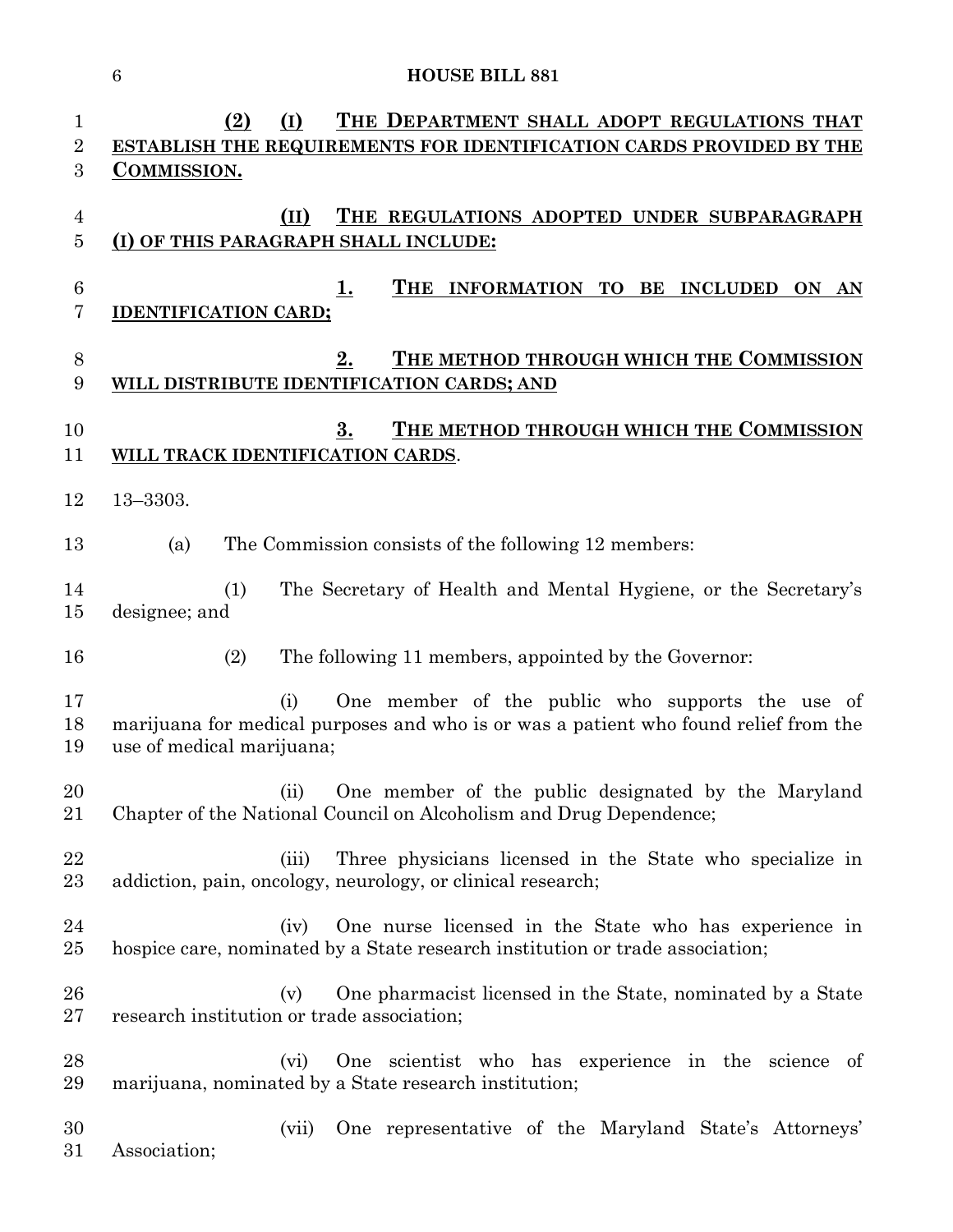**(2)** **(I)** **THE DEPARTMENT SHALL ADOPT REGULATIONS THAT ESTABLISH THE REQUIREMENTS FOR IDENTIFICATION CARDS PROVIDED BY THE COMMISSION.**

**(II)** **THE REGULATIONS ADOPTED UNDER SUBPARAGRAPH (I) OF THIS PARAGRAPH SHALL INCLUDE:**

**1.** **THE INFORMATION TO BE INCLUDED ON AN IDENTIFICATION CARD;**

**2.** **THE METHOD THROUGH WHICH THE COMMISSION WILL DISTRIBUTE IDENTIFICATION CARDS; AND**

**3.** **THE METHOD THROUGH WHICH THE COMMISSION WILL TRACK IDENTIFICATION CARDS**.

13–3303.

(a) The Commission consists of the following 12 members:

(1) The Secretary of Health and Mental Hygiene, or the Secretary's designee; and

(2) The following 11 members, appointed by the Governor:

(i) One member of the public who supports the use of marijuana for medical purposes and who is or was a patient who found relief from the use of medical marijuana;

(ii) One member of the public designated by the Maryland Chapter of the National Council on Alcoholism and Drug Dependence;

(iii) Three physicians licensed in the State who specialize in addiction, pain, oncology, neurology, or clinical research;

(iv) One nurse licensed in the State who has experience in hospice care, nominated by a State research institution or trade association;

(v) One pharmacist licensed in the State, nominated by a State research institution or trade association;

(vi) One scientist who has experience in the science of marijuana, nominated by a State research institution;

(vii) One representative of the Maryland State's Attorneys' Association;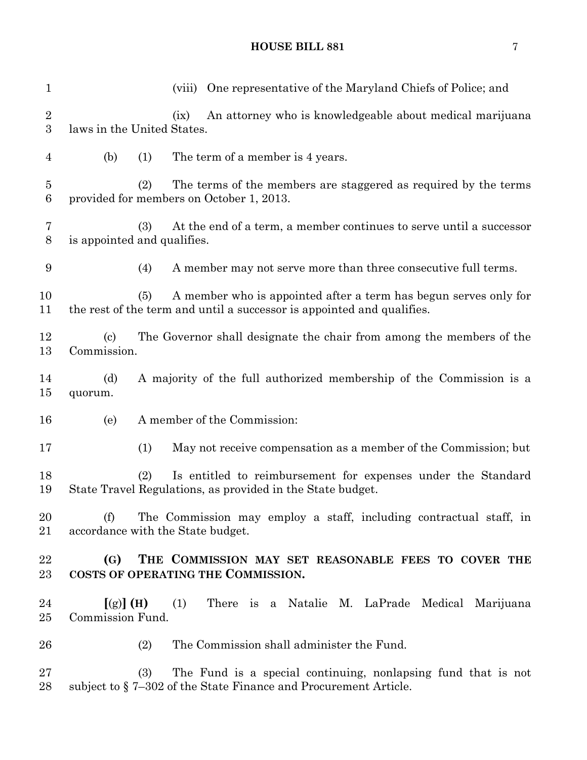(viii) One representative of the Maryland Chiefs of Police; and

(ix) An attorney who is knowledgeable about medical marijuana laws in the United States.

(b) (1) The term of a member is 4 years.

(2) The terms of the members are staggered as required by the terms provided for members on October 1, 2013.

(3) At the end of a term, a member continues to serve until a successor is appointed and qualifies.

(4) A member may not serve more than three consecutive full terms.

(5) A member who is appointed after a term has begun serves only for the rest of the term and until a successor is appointed and qualifies.

(c) The Governor shall designate the chair from among the members of the Commission.

(d) A majority of the full authorized membership of the Commission is a quorum.

(e) A member of the Commission:

(1) May not receive compensation as a member of the Commission; but

(2) Is entitled to reimbursement for expenses under the Standard State Travel Regulations, as provided in the State budget.

(f) The Commission may employ a staff, including contractual staff, in accordance with the State budget.

**(G) THE COMMISSION MAY SET REASONABLE FEES TO COVER THE COSTS OF OPERATING THE COMMISSION.**

**[**(g)**] (H)** (1) There is a Natalie M. LaPrade Medical Marijuana Commission Fund.

(2) The Commission shall administer the Fund.

(3) The Fund is a special continuing, nonlapsing fund that is not subject to § 7–302 of the State Finance and Procurement Article.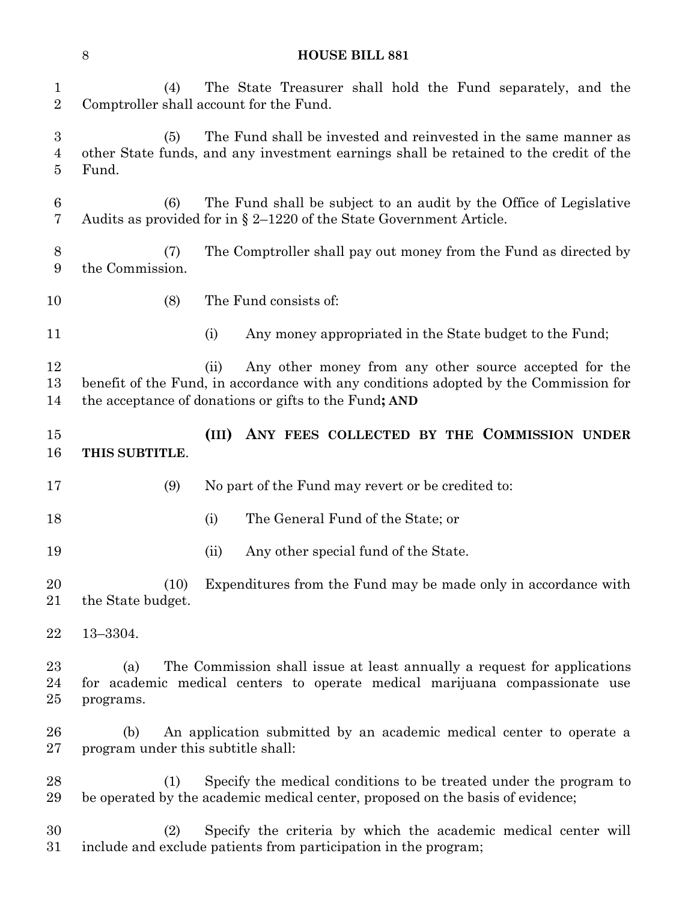(4) The State Treasurer shall hold the Fund separately, and the Comptroller shall account for the Fund.

(5) The Fund shall be invested and reinvested in the same manner as other State funds, and any investment earnings shall be retained to the credit of the Fund.

(6) The Fund shall be subject to an audit by the Office of Legislative Audits as provided for in § 2–1220 of the State Government Article.

(7) The Comptroller shall pay out money from the Fund as directed by the Commission.

(8) The Fund consists of:

(i) Any money appropriated in the State budget to the Fund;

(ii) Any other money from any other source accepted for the benefit of the Fund, in accordance with any conditions adopted by the Commission for the acceptance of donations or gifts to the Fund**; AND**

**(III) ANY FEES COLLECTED BY THE COMMISSION UNDER THIS SUBTITLE**.

(9) No part of the Fund may revert or be credited to:

(i) The General Fund of the State; or

(ii) Any other special fund of the State.

(10) Expenditures from the Fund may be made only in accordance with the State budget.

13–3304.

(a) The Commission shall issue at least annually a request for applications for academic medical centers to operate medical marijuana compassionate use programs.

(b) An application submitted by an academic medical center to operate a program under this subtitle shall:

(1) Specify the medical conditions to be treated under the program to be operated by the academic medical center, proposed on the basis of evidence;

(2) Specify the criteria by which the academic medical center will include and exclude patients from participation in the program;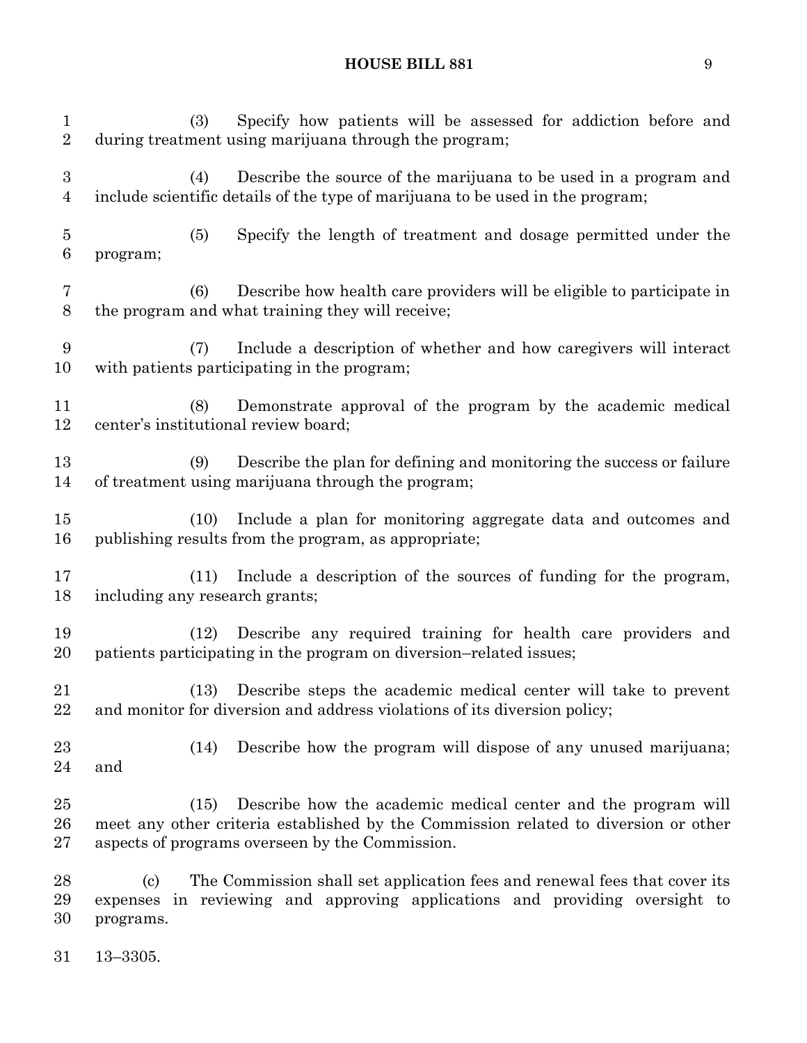(3) Specify how patients will be assessed for addiction before and during treatment using marijuana through the program;

(4) Describe the source of the marijuana to be used in a program and include scientific details of the type of marijuana to be used in the program;

(5) Specify the length of treatment and dosage permitted under the program;

(6) Describe how health care providers will be eligible to participate in the program and what training they will receive;

(7) Include a description of whether and how caregivers will interact with patients participating in the program;

(8) Demonstrate approval of the program by the academic medical center's institutional review board;

(9) Describe the plan for defining and monitoring the success or failure of treatment using marijuana through the program;

(10) Include a plan for monitoring aggregate data and outcomes and publishing results from the program, as appropriate;

(11) Include a description of the sources of funding for the program, including any research grants;

(12) Describe any required training for health care providers and patients participating in the program on diversion–related issues;

(13) Describe steps the academic medical center will take to prevent and monitor for diversion and address violations of its diversion policy;

(14) Describe how the program will dispose of any unused marijuana; and

(15) Describe how the academic medical center and the program will meet any other criteria established by the Commission related to diversion or other aspects of programs overseen by the Commission.

(c) The Commission shall set application fees and renewal fees that cover its expenses in reviewing and approving applications and providing oversight to programs.

13–3305.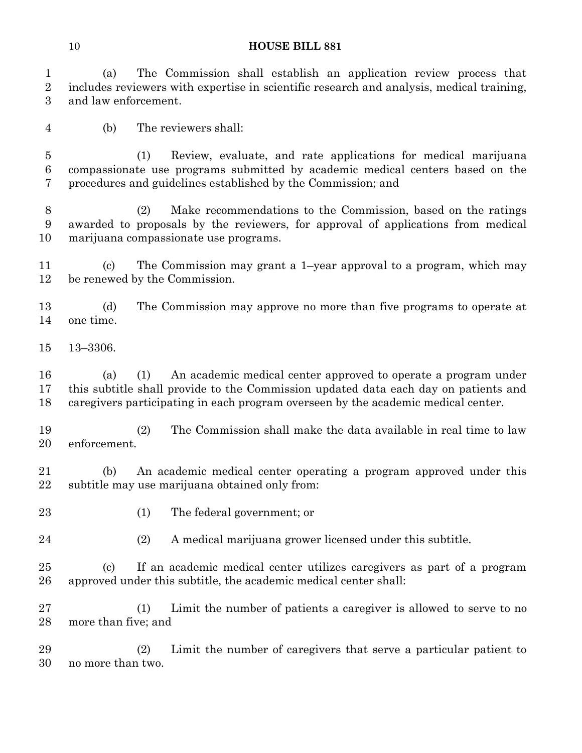(a) The Commission shall establish an application review process that includes reviewers with expertise in scientific research and analysis, medical training, and law enforcement.

(b) The reviewers shall:

(1) Review, evaluate, and rate applications for medical marijuana compassionate use programs submitted by academic medical centers based on the procedures and guidelines established by the Commission; and

(2) Make recommendations to the Commission, based on the ratings awarded to proposals by the reviewers, for approval of applications from medical marijuana compassionate use programs.

(c) The Commission may grant a 1–year approval to a program, which may be renewed by the Commission.

(d) The Commission may approve no more than five programs to operate at one time.

13–3306.

(a) (1) An academic medical center approved to operate a program under this subtitle shall provide to the Commission updated data each day on patients and caregivers participating in each program overseen by the academic medical center.

(2) The Commission shall make the data available in real time to law enforcement.

(b) An academic medical center operating a program approved under this subtitle may use marijuana obtained only from:

(1) The federal government; or

(2) A medical marijuana grower licensed under this subtitle.

(c) If an academic medical center utilizes caregivers as part of a program approved under this subtitle, the academic medical center shall:

(1) Limit the number of patients a caregiver is allowed to serve to no more than five; and

(2) Limit the number of caregivers that serve a particular patient to no more than two.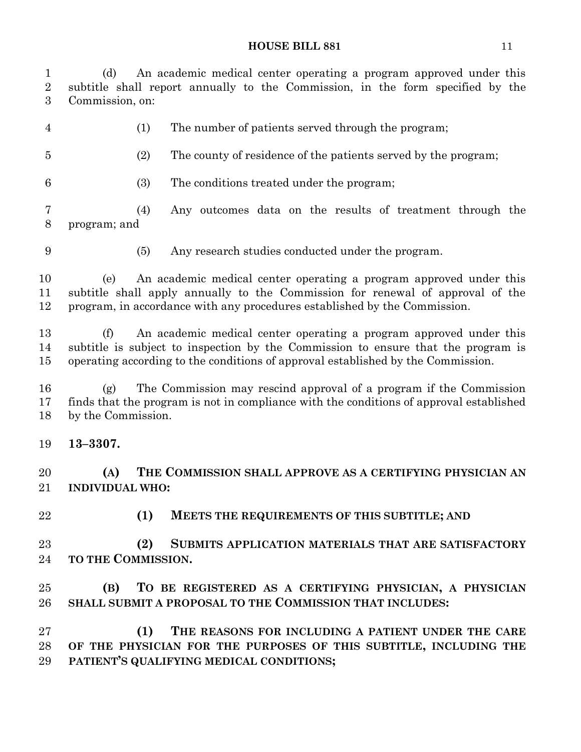(d) An academic medical center operating a program approved under this subtitle shall report annually to the Commission, in the form specified by the Commission, on:

(1) The number of patients served through the program;

(2) The county of residence of the patients served by the program;

(3) The conditions treated under the program;

(4) Any outcomes data on the results of treatment through the program; and

(5) Any research studies conducted under the program.

(e) An academic medical center operating a program approved under this subtitle shall apply annually to the Commission for renewal of approval of the program, in accordance with any procedures established by the Commission.

(f) An academic medical center operating a program approved under this subtitle is subject to inspection by the Commission to ensure that the program is operating according to the conditions of approval established by the Commission.

(g) The Commission may rescind approval of a program if the Commission finds that the program is not in compliance with the conditions of approval established by the Commission.

**13–3307.**

**(A) THE COMMISSION SHALL APPROVE AS A CERTIFYING PHYSICIAN AN INDIVIDUAL WHO:**

**(1) MEETS THE REQUIREMENTS OF THIS SUBTITLE; AND**

**(2) SUBMITS APPLICATION MATERIALS THAT ARE SATISFACTORY TO THE COMMISSION.**

**(B) TO BE REGISTERED AS A CERTIFYING PHYSICIAN, A PHYSICIAN SHALL SUBMIT A PROPOSAL TO THE COMMISSION THAT INCLUDES:**

**(1) THE REASONS FOR INCLUDING A PATIENT UNDER THE CARE OF THE PHYSICIAN FOR THE PURPOSES OF THIS SUBTITLE, INCLUDING THE PATIENT'S QUALIFYING MEDICAL CONDITIONS;**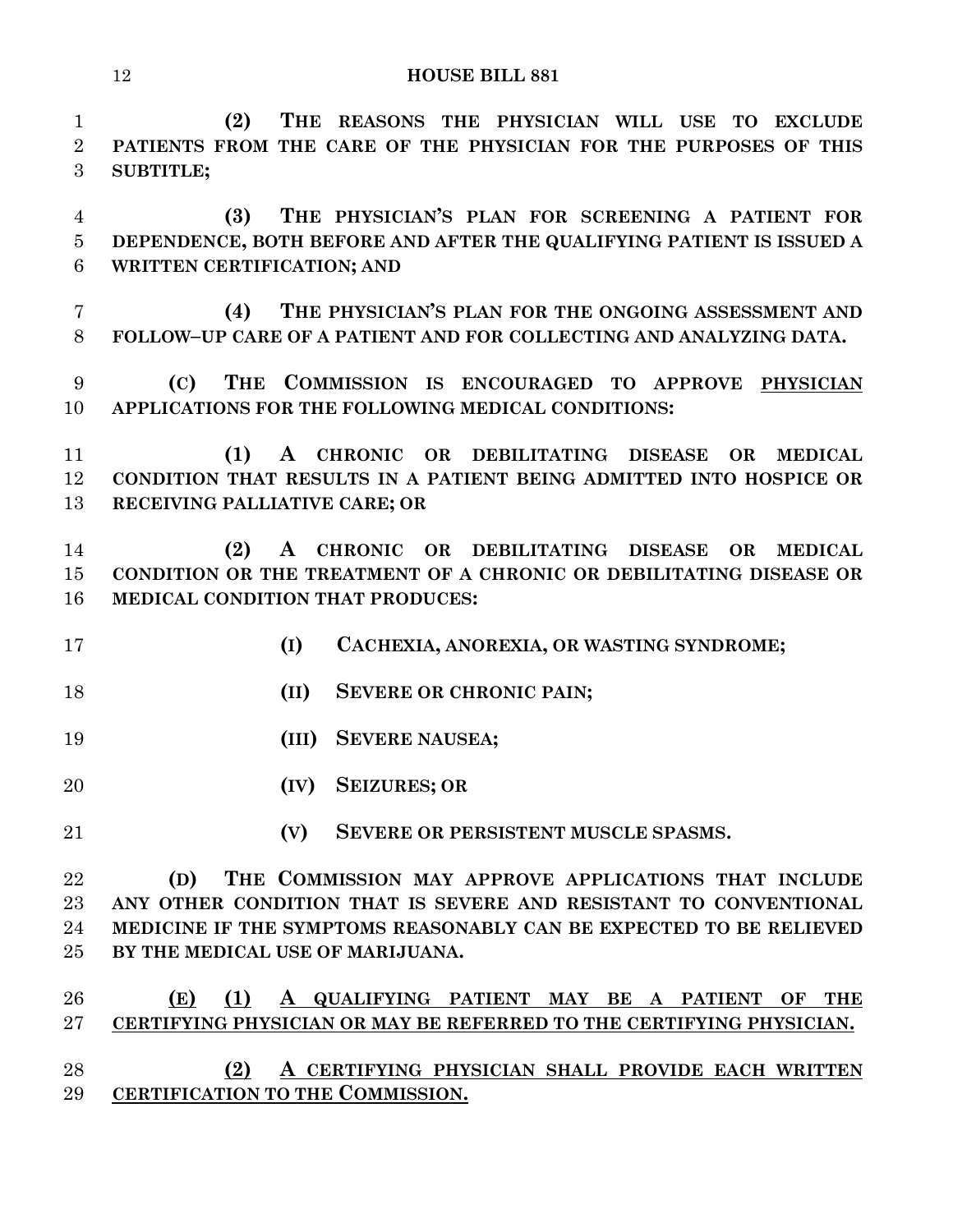**(2) THE REASONS THE PHYSICIAN WILL USE TO EXCLUDE PATIENTS FROM THE CARE OF THE PHYSICIAN FOR THE PURPOSES OF THIS SUBTITLE;**

**(3) THE PHYSICIAN'S PLAN FOR SCREENING A PATIENT FOR DEPENDENCE, BOTH BEFORE AND AFTER THE QUALIFYING PATIENT IS ISSUED A WRITTEN CERTIFICATION; AND**

**(4) THE PHYSICIAN'S PLAN FOR THE ONGOING ASSESSMENT AND FOLLOW–UP CARE OF A PATIENT AND FOR COLLECTING AND ANALYZING DATA.**

**(C) THE COMMISSION IS ENCOURAGED TO APPROVE <u>PHYSICIAN</u> APPLICATIONS FOR THE FOLLOWING MEDICAL CONDITIONS:**

**(1) A CHRONIC OR DEBILITATING DISEASE OR MEDICAL CONDITION THAT RESULTS IN A PATIENT BEING ADMITTED INTO HOSPICE OR RECEIVING PALLIATIVE CARE; OR**

**(2) A CHRONIC OR DEBILITATING DISEASE OR MEDICAL CONDITION OR THE TREATMENT OF A CHRONIC OR DEBILITATING DISEASE OR MEDICAL CONDITION THAT PRODUCES:**

**(I) CACHEXIA, ANOREXIA, OR WASTING SYNDROME;**

**(II) SEVERE OR CHRONIC PAIN;**

**(III) SEVERE NAUSEA;**

**(IV) SEIZURES; OR**

**(V) SEVERE OR PERSISTENT MUSCLE SPASMS.**

**(D) THE COMMISSION MAY APPROVE APPLICATIONS THAT INCLUDE ANY OTHER CONDITION THAT IS SEVERE AND RESISTANT TO CONVENTIONAL MEDICINE IF THE SYMPTOMS REASONABLY CAN BE EXPECTED TO BE RELIEVED BY THE MEDICAL USE OF MARIJUANA.**

<u>**(E) (1) A QUALIFYING PATIENT MAY BE A PATIENT OF THE CERTIFYING PHYSICIAN OR MAY BE REFERRED TO THE CERTIFYING PHYSICIAN.**</u>

<u>**(2) A CERTIFYING PHYSICIAN SHALL PROVIDE EACH WRITTEN CERTIFICATION TO THE COMMISSION.**</u>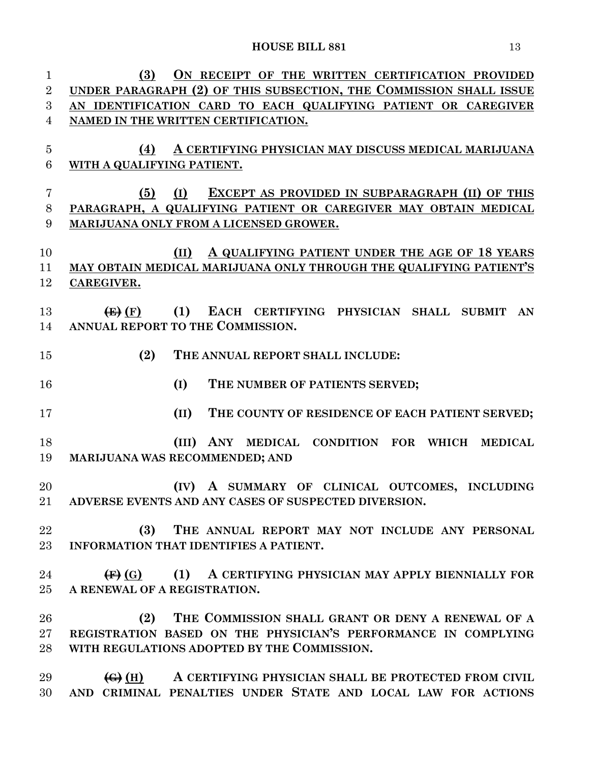(3) ON RECEIPT OF THE WRITTEN CERTIFICATION PROVIDED UNDER PARAGRAPH (2) OF THIS SUBSECTION, THE COMMISSION SHALL ISSUE AN IDENTIFICATION CARD TO EACH QUALIFYING PATIENT OR CAREGIVER NAMED IN THE WRITTEN CERTIFICATION.

(4) A CERTIFYING PHYSICIAN MAY DISCUSS MEDICAL MARIJUANA WITH A QUALIFYING PATIENT.

(5) (I) EXCEPT AS PROVIDED IN SUBPARAGRAPH (II) OF THIS PARAGRAPH, A QUALIFYING PATIENT OR CAREGIVER MAY OBTAIN MEDICAL MARIJUANA ONLY FROM A LICENSED GROWER.

(II) A QUALIFYING PATIENT UNDER THE AGE OF 18 YEARS MAY OBTAIN MEDICAL MARIJUANA ONLY THROUGH THE QUALIFYING PATIENT'S CAREGIVER.

~~(E)~~ (F) (1) EACH CERTIFYING PHYSICIAN SHALL SUBMIT AN ANNUAL REPORT TO THE COMMISSION.

(2) THE ANNUAL REPORT SHALL INCLUDE:

(I) THE NUMBER OF PATIENTS SERVED;

(II) THE COUNTY OF RESIDENCE OF EACH PATIENT SERVED;

(III) ANY MEDICAL CONDITION FOR WHICH MEDICAL MARIJUANA WAS RECOMMENDED; AND

(IV) A SUMMARY OF CLINICAL OUTCOMES, INCLUDING ADVERSE EVENTS AND ANY CASES OF SUSPECTED DIVERSION.

(3) THE ANNUAL REPORT MAY NOT INCLUDE ANY PERSONAL INFORMATION THAT IDENTIFIES A PATIENT.

~~(F)~~ (G) (1) A CERTIFYING PHYSICIAN MAY APPLY BIENNIALLY FOR A RENEWAL OF A REGISTRATION.

(2) THE COMMISSION SHALL GRANT OR DENY A RENEWAL OF A REGISTRATION BASED ON THE PHYSICIAN'S PERFORMANCE IN COMPLYING WITH REGULATIONS ADOPTED BY THE COMMISSION.

~~(G)~~ (H) A CERTIFYING PHYSICIAN SHALL BE PROTECTED FROM CIVIL AND CRIMINAL PENALTIES UNDER STATE AND LOCAL LAW FOR ACTIONS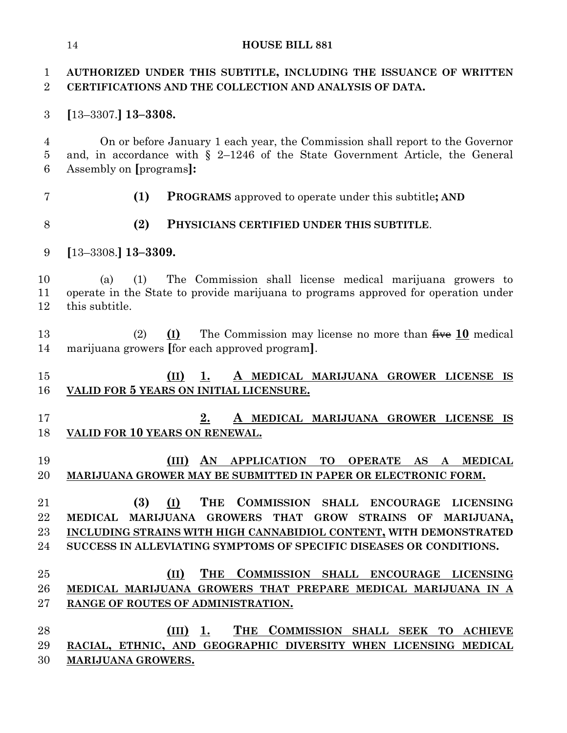**AUTHORIZED UNDER THIS SUBTITLE, INCLUDING THE ISSUANCE OF WRITTEN CERTIFICATIONS AND THE COLLECTION AND ANALYSIS OF DATA.**

**[**13–3307.**] 13–3308.**

On or before January 1 each year, the Commission shall report to the Governor and, in accordance with § 2–1246 of the State Government Article, the General Assembly on **[**programs**]:**

**(1)** **PROGRAMS** approved to operate under this subtitle**; AND**

**(2)** **PHYSICIANS CERTIFIED UNDER THIS SUBTITLE**.

**[**13–3308.**] 13–3309.**

(a) (1) The Commission shall license medical marijuana growers to operate in the State to provide marijuana to programs approved for operation under this subtitle.

(2) **(I)** The Commission may license no more than ~~five~~ **10** medical marijuana growers **[**for each approved program**]**.

**(II) 1. A MEDICAL MARIJUANA GROWER LICENSE IS VALID FOR 5 YEARS ON INITIAL LICENSURE.**

**2. A MEDICAL MARIJUANA GROWER LICENSE IS VALID FOR 10 YEARS ON RENEWAL.**

**(III) AN APPLICATION TO OPERATE AS A MEDICAL MARIJUANA GROWER MAY BE SUBMITTED IN PAPER OR ELECTRONIC FORM.**

**(3) (I) THE COMMISSION SHALL ENCOURAGE LICENSING MEDICAL MARIJUANA GROWERS THAT GROW STRAINS OF MARIJUANA, INCLUDING STRAINS WITH HIGH CANNABIDIOL CONTENT, WITH DEMONSTRATED SUCCESS IN ALLEVIATING SYMPTOMS OF SPECIFIC DISEASES OR CONDITIONS.**

**(II) THE COMMISSION SHALL ENCOURAGE LICENSING MEDICAL MARIJUANA GROWERS THAT PREPARE MEDICAL MARIJUANA IN A RANGE OF ROUTES OF ADMINISTRATION.**

**(III) 1. THE COMMISSION SHALL SEEK TO ACHIEVE RACIAL, ETHNIC, AND GEOGRAPHIC DIVERSITY WHEN LICENSING MEDICAL MARIJUANA GROWERS.**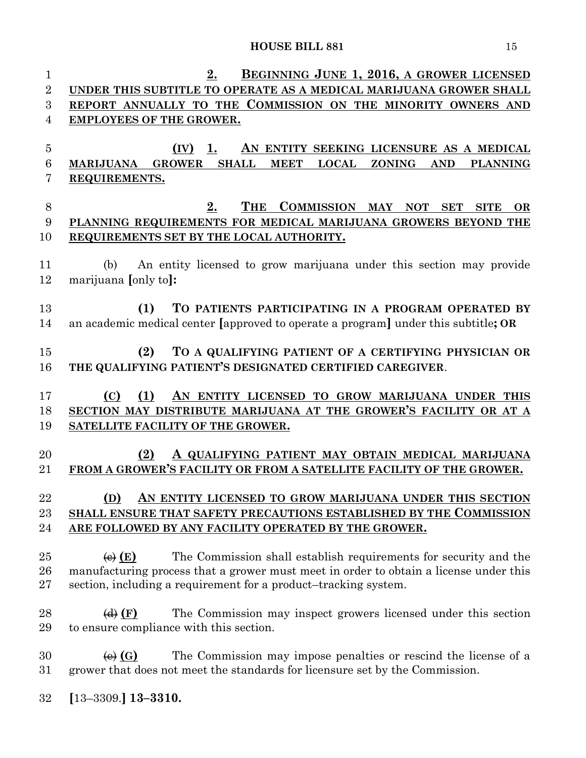2. BEGINNING JUNE 1, 2016, A GROWER LICENSED UNDER THIS SUBTITLE TO OPERATE AS A MEDICAL MARIJUANA GROWER SHALL REPORT ANNUALLY TO THE COMMISSION ON THE MINORITY OWNERS AND EMPLOYEES OF THE GROWER.

(IV) 1. AN ENTITY SEEKING LICENSURE AS A MEDICAL MARIJUANA GROWER SHALL MEET LOCAL ZONING AND PLANNING REQUIREMENTS.

2. THE COMMISSION MAY NOT SET SITE OR PLANNING REQUIREMENTS FOR MEDICAL MARIJUANA GROWERS BEYOND THE REQUIREMENTS SET BY THE LOCAL AUTHORITY.

(b) An entity licensed to grow marijuana under this section may provide marijuana [only to]:

(1) TO PATIENTS PARTICIPATING IN A PROGRAM OPERATED BY an academic medical center [approved to operate a program] under this subtitle; OR

(2) TO A QUALIFYING PATIENT OF A CERTIFYING PHYSICIAN OR THE QUALIFYING PATIENT'S DESIGNATED CERTIFIED CAREGIVER.

(C) (1) AN ENTITY LICENSED TO GROW MARIJUANA UNDER THIS SECTION MAY DISTRIBUTE MARIJUANA AT THE GROWER'S FACILITY OR AT A SATELLITE FACILITY OF THE GROWER.

(2) A QUALIFYING PATIENT MAY OBTAIN MEDICAL MARIJUANA FROM A GROWER'S FACILITY OR FROM A SATELLITE FACILITY OF THE GROWER.

(D) AN ENTITY LICENSED TO GROW MARIJUANA UNDER THIS SECTION SHALL ENSURE THAT SAFETY PRECAUTIONS ESTABLISHED BY THE COMMISSION ARE FOLLOWED BY ANY FACILITY OPERATED BY THE GROWER.

~~(c)~~ (E) The Commission shall establish requirements for security and the manufacturing process that a grower must meet in order to obtain a license under this section, including a requirement for a product–tracking system.

~~(d)~~ (F) The Commission may inspect growers licensed under this section to ensure compliance with this section.

~~(e)~~ (G) The Commission may impose penalties or rescind the license of a grower that does not meet the standards for licensure set by the Commission.

[13–3309.] 13–3310.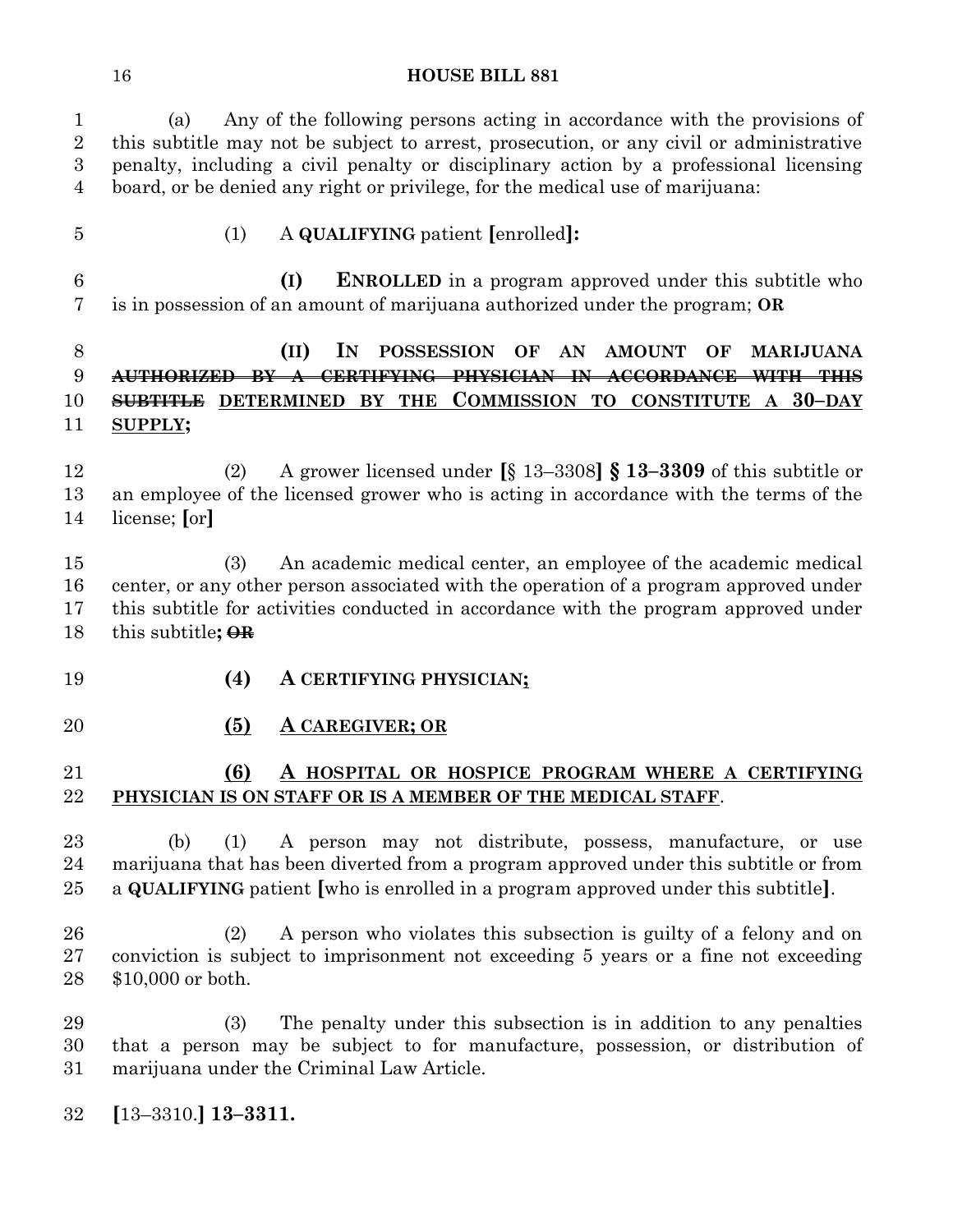(a) Any of the following persons acting in accordance with the provisions of this subtitle may not be subject to arrest, prosecution, or any civil or administrative penalty, including a civil penalty or disciplinary action by a professional licensing board, or be denied any right or privilege, for the medical use of marijuana:

(1) A **QUALIFYING** patient **[**enrolled**]:**

**(I) ENROLLED** in a program approved under this subtitle who is in possession of an amount of marijuana authorized under the program; **OR**

**(II) IN POSSESSION OF AN AMOUNT OF MARIJUANA** ~~**AUTHORIZED BY A CERTIFYING PHYSICIAN IN ACCORDANCE WITH THIS SUBTITLE**~~ **DETERMINED BY THE COMMISSION TO CONSTITUTE A 30–DAY SUPPLY;**

(2) A grower licensed under **[**§ 13–3308**] § 13–3309** of this subtitle or an employee of the licensed grower who is acting in accordance with the terms of the license; **[**or**]**

(3) An academic medical center, an employee of the academic medical center, or any other person associated with the operation of a program approved under this subtitle for activities conducted in accordance with the program approved under this subtitle**;** ~~**OR**~~

**(4) A CERTIFYING PHYSICIAN;**

**(5) A CAREGIVER; OR**

**(6) A HOSPITAL OR HOSPICE PROGRAM WHERE A CERTIFYING PHYSICIAN IS ON STAFF OR IS A MEMBER OF THE MEDICAL STAFF**.

(b) (1) A person may not distribute, possess, manufacture, or use marijuana that has been diverted from a program approved under this subtitle or from a **QUALIFYING** patient **[**who is enrolled in a program approved under this subtitle**]**.

(2) A person who violates this subsection is guilty of a felony and on conviction is subject to imprisonment not exceeding 5 years or a fine not exceeding $10,000 or both.

(3) The penalty under this subsection is in addition to any penalties that a person may be subject to for manufacture, possession, or distribution of marijuana under the Criminal Law Article.

**[**13–3310.**] 13–3311.**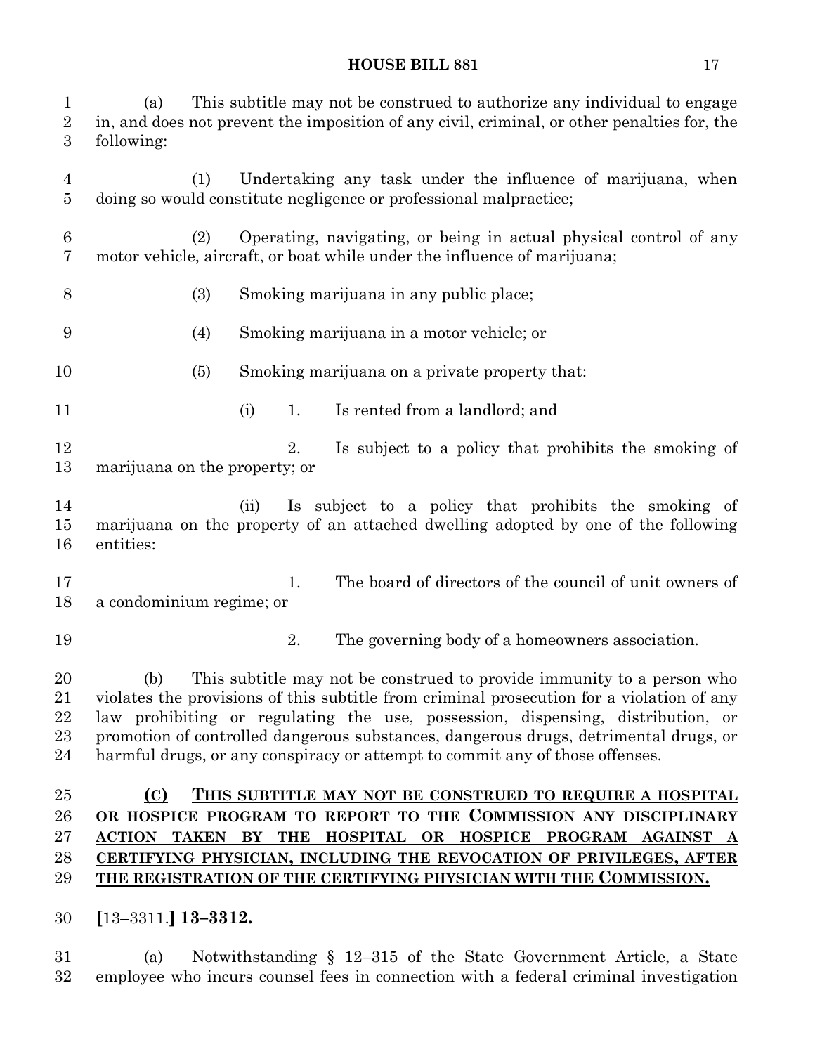(a) This subtitle may not be construed to authorize any individual to engage in, and does not prevent the imposition of any civil, criminal, or other penalties for, the following:

(1) Undertaking any task under the influence of marijuana, when doing so would constitute negligence or professional malpractice;

(2) Operating, navigating, or being in actual physical control of any motor vehicle, aircraft, or boat while under the influence of marijuana;

(3) Smoking marijuana in any public place;

(4) Smoking marijuana in a motor vehicle; or

(5) Smoking marijuana on a private property that:

(i) 1. Is rented from a landlord; and

2. Is subject to a policy that prohibits the smoking of marijuana on the property; or

(ii) Is subject to a policy that prohibits the smoking of marijuana on the property of an attached dwelling adopted by one of the following entities:

1. The board of directors of the council of unit owners of a condominium regime; or

2. The governing body of a homeowners association.

(b) This subtitle may not be construed to provide immunity to a person who violates the provisions of this subtitle from criminal prosecution for a violation of any law prohibiting or regulating the use, possession, dispensing, distribution, or promotion of controlled dangerous substances, dangerous drugs, detrimental drugs, or harmful drugs, or any conspiracy or attempt to commit any of those offenses.

**(C) THIS SUBTITLE MAY NOT BE CONSTRUED TO REQUIRE A HOSPITAL OR HOSPICE PROGRAM TO REPORT TO THE COMMISSION ANY DISCIPLINARY ACTION TAKEN BY THE HOSPITAL OR HOSPICE PROGRAM AGAINST A CERTIFYING PHYSICIAN, INCLUDING THE REVOCATION OF PRIVILEGES, AFTER THE REGISTRATION OF THE CERTIFYING PHYSICIAN WITH THE COMMISSION.**

**[**13–3311.**] 13–3312.**

(a) Notwithstanding § 12–315 of the State Government Article, a State employee who incurs counsel fees in connection with a federal criminal investigation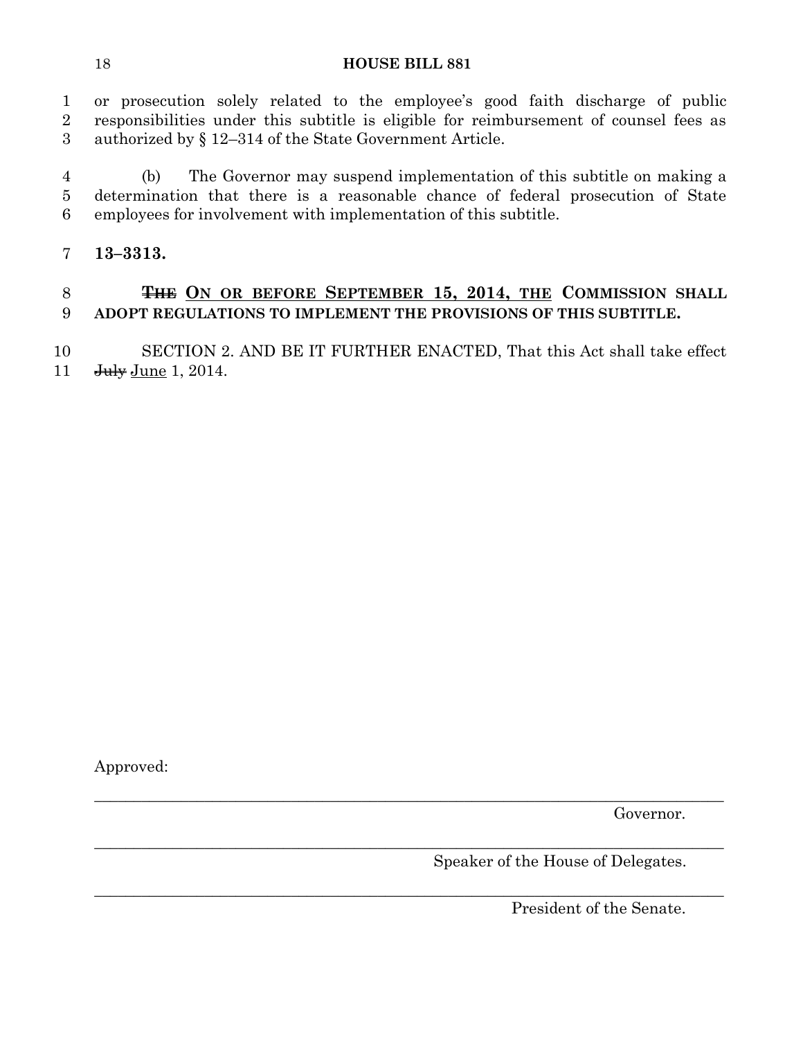or prosecution solely related to the employee's good faith discharge of public responsibilities under this subtitle is eligible for reimbursement of counsel fees as authorized by § 12–314 of the State Government Article.

(b) The Governor may suspend implementation of this subtitle on making a determination that there is a reasonable chance of federal prosecution of State employees for involvement with implementation of this subtitle.

**13–3313.**

**~~THE~~ <u>ON OR BEFORE SEPTEMBER 15, 2014, THE</u> COMMISSION SHALL ADOPT REGULATIONS TO IMPLEMENT THE PROVISIONS OF THIS SUBTITLE.**

SECTION 2. AND BE IT FURTHER ENACTED, That this Act shall take effect ~~July~~ <u>June</u> 1, 2014.

Approved:

\_\_\_\_\_\_\_\_\_\_\_\_\_\_\_\_\_\_\_\_\_\_\_\_\_\_\_\_\_\_\_\_\_\_\_\_\_\_\_\_\_\_\_\_

Governor.

\_\_\_\_\_\_\_\_\_\_\_\_\_\_\_\_\_\_\_\_\_\_\_\_\_\_\_\_\_\_\_\_\_\_\_\_\_\_\_\_\_\_\_\_

Speaker of the House of Delegates.

\_\_\_\_\_\_\_\_\_\_\_\_\_\_\_\_\_\_\_\_\_\_\_\_\_\_\_\_\_\_\_\_\_\_\_\_\_\_\_\_\_\_\_\_

President of the Senate.